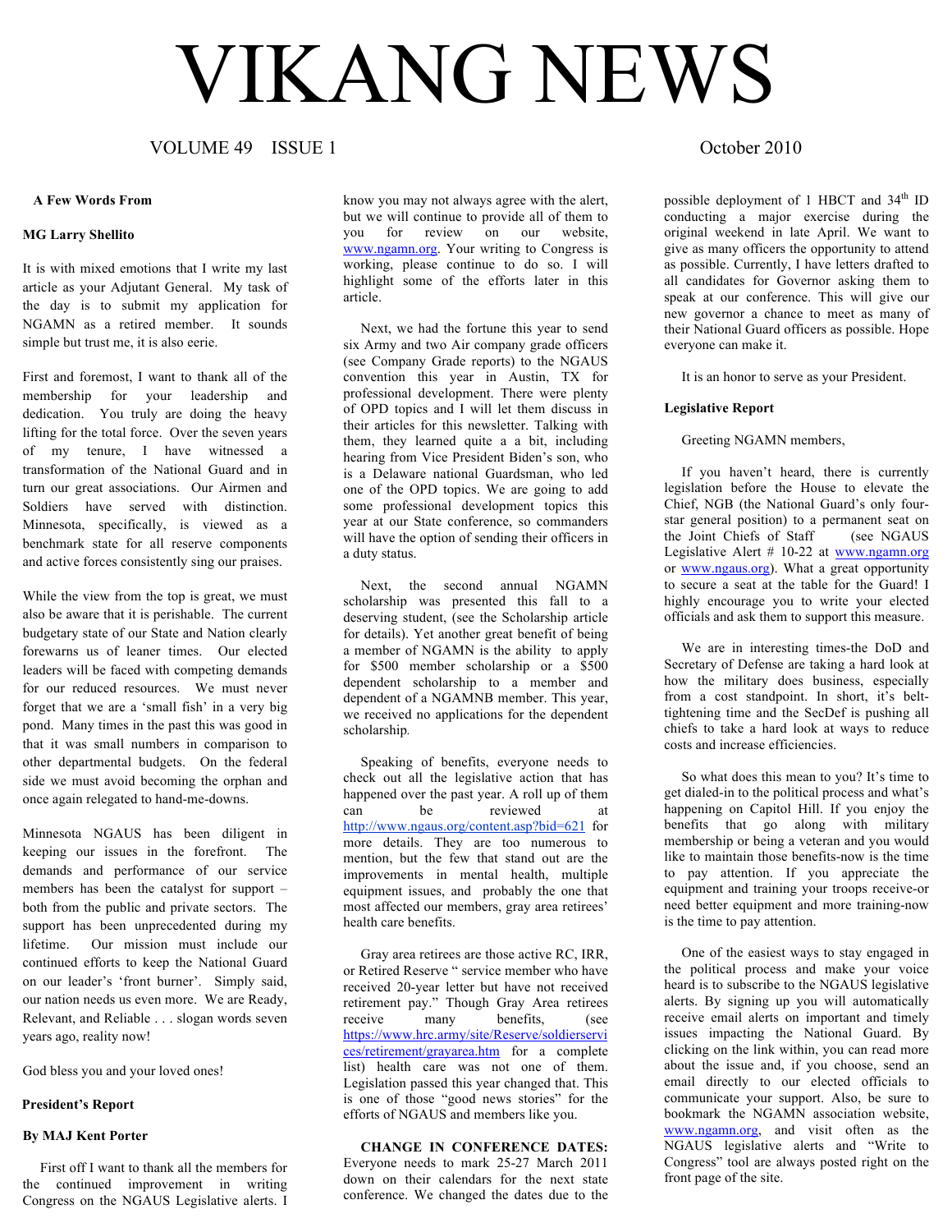# VIKANG NEWS

VOLUME 49 ISSUE 1 October 2010

## A Few Words From

### MG Larry Shellito

It is with mixed emotions that I write my last article as your Adjutant General. My task of the day is to submit my application for NGAMN as a retired member. It sounds simple but trust me, it is also eerie.

First and foremost, I want to thank all of the membership for your leadership and dedication. You truly are doing the heavy lifting for the total force. Over the seven years of my tenure, I have witnessed a transformation of the National Guard and in turn our great associations. Our Airmen and Soldiers have served with distinction. Minnesota, specifically, is viewed as a benchmark state for all reserve components and active forces consistently sing our praises.

While the view from the top is great, we must also be aware that it is perishable. The current budgetary state of our State and Nation clearly forewarns us of leaner times. Our elected leaders will be faced with competing demands for our reduced resources. We must never forget that we are a 'small fish' in a very big pond. Many times in the past this was good in that it was small numbers in comparison to other departmental budgets. On the federal side we must avoid becoming the orphan and once again relegated to hand-me-downs.

Minnesota NGAUS has been diligent in keeping our issues in the forefront. The demands and performance of our service members has been the catalyst for support – both from the public and private sectors. The support has been unprecedented during my lifetime. Our mission must include our continued efforts to keep the National Guard on our leader's 'front burner'. Simply said, our nation needs us even more. We are Ready, Relevant, and Reliable . . . slogan words seven years ago, reality now!

God bless you and your loved ones!

## President's Report

### By MAJ Kent Porter

First off I want to thank all the members for the continued improvement in writing Congress on the NGAUS Legislative alerts. I know you may not always agree with the alert, but we will continue to provide all of them to you for review on our website, www.ngamn.org. Your writing to Congress is working, please continue to do so. I will highlight some of the efforts later in this article.

Next, we had the fortune this year to send six Army and two Air company grade officers (see Company Grade reports) to the NGAUS convention this year in Austin, TX for professional development. There were plenty of OPD topics and I will let them discuss in their articles for this newsletter. Talking with them, they learned quite a bit, including hearing from Vice President Biden's son, who is a Delaware national Guardsman, who led one of the OPD topics. We are going to add some professional development topics this year at our State conference, so commanders will have the option of sending their officers in a duty status.

Next, the second annual NGAMN scholarship was presented this fall to a deserving student, (see the Scholarship article for details). Yet another great benefit of being a member of NGAMN is the ability to apply for $500 member scholarship or a $500 dependent scholarship to a member and dependent of a NGAMNB member. This year, we received no applications for the dependent scholarship.

Speaking of benefits, everyone needs to check out all the legislative action that has happened over the past year. A roll up of them can be reviewed at http://www.ngaus.org/content.asp?bid=621 for more details. They are too numerous to mention, but the few that stand out are the improvements in mental health, multiple equipment issues, and probably the one that most affected our members, gray area retirees' health care benefits.

Gray area retirees are those active RC, IRR, or Retired Reserve " service member who have received 20-year letter but have not received retirement pay." Though Gray Area retirees receive many benefits, (see https://www.hrc.army/site/Reserve/soldierservices/retirement/grayarea.htm for a complete list) health care was not one of them. Legislation passed this year changed that. This is one of those "good news stories" for the efforts of NGAUS and members like you.

**CHANGE IN CONFERENCE DATES:** Everyone needs to mark 25-27 March 2011 down on their calendars for the next state conference. We changed the dates due to the possible deployment of 1 HBCT and 34th ID conducting a major exercise during the original weekend in late April. We want to give as many officers the opportunity to attend as possible. Currently, I have letters drafted to all candidates for Governor asking them to speak at our conference. This will give our new governor a chance to meet as many of their National Guard officers as possible. Hope everyone can make it.

It is an honor to serve as your President.

## Legislative Report

Greeting NGAMN members,

If you haven't heard, there is currently legislation before the House to elevate the Chief, NGB (the National Guard's only four-star general position) to a permanent seat on the Joint Chiefs of Staff (see NGAUS Legislative Alert # 10-22 at www.ngamn.org or www.ngaus.org). What a great opportunity to secure a seat at the table for the Guard! I highly encourage you to write your elected officials and ask them to support this measure.

We are in interesting times-the DoD and Secretary of Defense are taking a hard look at how the military does business, especially from a cost standpoint. In short, it's belt-tightening time and the SecDef is pushing all chiefs to take a hard look at ways to reduce costs and increase efficiencies.

So what does this mean to you? It's time to get dialed-in to the political process and what's happening on Capitol Hill. If you enjoy the benefits that go along with military membership or being a veteran and you would like to maintain those benefits-now is the time to pay attention. If you appreciate the equipment and training your troops receive-or need better equipment and more training-now is the time to pay attention.

One of the easiest ways to stay engaged in the political process and make your voice heard is to subscribe to the NGAUS legislative alerts. By signing up you will automatically receive email alerts on important and timely issues impacting the National Guard. By clicking on the link within, you can read more about the issue and, if you choose, send an email directly to our elected officials to communicate your support. Also, be sure to bookmark the NGAMN association website, www.ngamn.org, and visit often as the NGAUS legislative alerts and "Write to Congress" tool are always posted right on the front page of the site.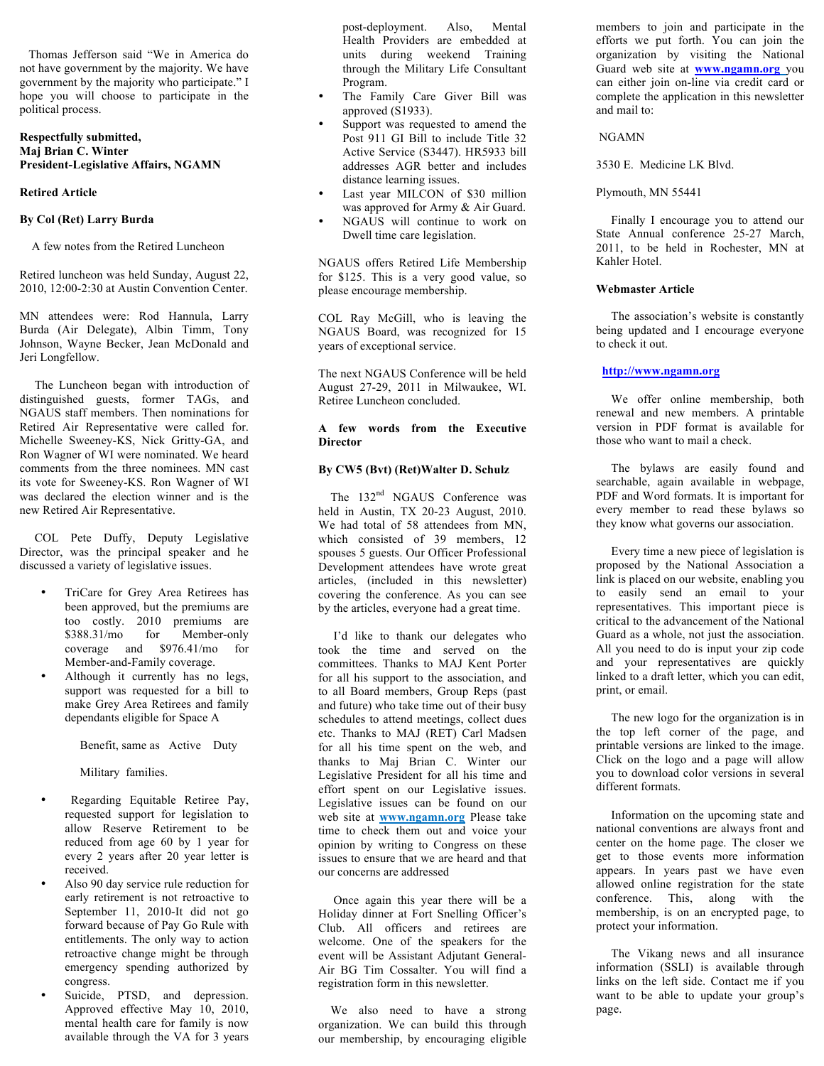Thomas Jefferson said "We in America do not have government by the majority. We have government by the majority who participate." I hope you will choose to participate in the political process.

**Respectfully submitted,**
**Maj Brian C. Winter**
**President-Legislative Affairs, NGAMN**

**Retired Article**

**By Col (Ret) Larry Burda**

A few notes from the Retired Luncheon

Retired luncheon was held Sunday, August 22, 2010, 12:00-2:30 at Austin Convention Center.

MN attendees were: Rod Hannula, Larry Burda (Air Delegate), Albin Timm, Tony Johnson, Wayne Becker, Jean McDonald and Jeri Longfellow.

The Luncheon began with introduction of distinguished guests, former TAGs, and NGAUS staff members. Then nominations for Retired Air Representative were called for. Michelle Sweeney-KS, Nick Gritty-GA, and Ron Wagner of WI were nominated. We heard comments from the three nominees. MN cast its vote for Sweeney-KS. Ron Wagner of WI was declared the election winner and is the new Retired Air Representative.

COL Pete Duffy, Deputy Legislative Director, was the principal speaker and he discussed a variety of legislative issues.

- TriCare for Grey Area Retirees has been approved, but the premiums are too costly. 2010 premiums are $388.31/mo for Member-only coverage and $976.41/mo for Member-and-Family coverage.
- Although it currently has no legs, support was requested for a bill to make Grey Area Retirees and family dependants eligible for Space A

  Benefit, same as Active Duty

  Military families.
- Regarding Equitable Retiree Pay, requested support for legislation to allow Reserve Retirement to be reduced from age 60 by 1 year for every 2 years after 20 year letter is received.
- Also 90 day service rule reduction for early retirement is not retroactive to September 11, 2010-It did not go forward because of Pay Go Rule with entitlements. The only way to action retroactive change might be through emergency spending authorized by congress.
- Suicide, PTSD, and depression. Approved effective May 10, 2010, mental health care for family is now available through the VA for 3 years post-deployment. Also, Mental Health Providers are embedded at units during weekend Training through the Military Life Consultant Program.
- The Family Care Giver Bill was approved (S1933).
- Support was requested to amend the Post 911 GI Bill to include Title 32 Active Service (S3447). HR5933 bill addresses AGR better and includes distance learning issues.
- Last year MILCON of $30 million was approved for Army & Air Guard.
- NGAUS will continue to work on Dwell time care legislation.

NGAUS offers Retired Life Membership for $125. This is a very good value, so please encourage membership.

COL Ray McGill, who is leaving the NGAUS Board, was recognized for 15 years of exceptional service.

The next NGAUS Conference will be held August 27-29, 2011 in Milwaukee, WI. Retiree Luncheon concluded.

**A few words from the Executive Director**

**By CW5 (Bvt) (Ret)Walter D. Schulz**

The 132nd NGAUS Conference was held in Austin, TX 20-23 August, 2010. We had total of 58 attendees from MN, which consisted of 39 members, 12 spouses 5 guests. Our Officer Professional Development attendees have wrote great articles, (included in this newsletter) covering the conference. As you can see by the articles, everyone had a great time.

I'd like to thank our delegates who took the time and served on the committees. Thanks to MAJ Kent Porter for all his support to the association, and to all Board members, Group Reps (past and future) who take time out of their busy schedules to attend meetings, collect dues etc. Thanks to MAJ (RET) Carl Madsen for all his time spent on the web, and thanks to Maj Brian C. Winter our Legislative President for all his time and effort spent on our Legislative issues. Legislative issues can be found on our web site at www.ngamn.org Please take time to check them out and voice your opinion by writing to Congress on these issues to ensure that we are heard and that our concerns are addressed

Once again this year there will be a Holiday dinner at Fort Snelling Officer's Club. All officers and retirees are welcome. One of the speakers for the event will be Assistant Adjutant General-Air BG Tim Cossalter. You will find a registration form in this newsletter.

We also need to have a strong organization. We can build this through our membership, by encouraging eligible members to join and participate in the efforts we put forth. You can join the organization by visiting the National Guard web site at **www.ngamn.org** you can either join on-line via credit card or complete the application in this newsletter and mail to:

NGAMN

3530 E. Medicine LK Blvd.

Plymouth, MN 55441

Finally I encourage you to attend our State Annual conference 25-27 March, 2011, to be held in Rochester, MN at Kahler Hotel.

**Webmaster Article**

The association's website is constantly being updated and I encourage everyone to check it out.

**http://www.ngamn.org**

We offer online membership, both renewal and new members. A printable version in PDF format is available for those who want to mail a check.

The bylaws are easily found and searchable, again available in webpage, PDF and Word formats. It is important for every member to read these bylaws so they know what governs our association.

Every time a new piece of legislation is proposed by the National Association a link is placed on our website, enabling you to easily send an email to your representatives. This important piece is critical to the advancement of the National Guard as a whole, not just the association. All you need to do is input your zip code and your representatives are quickly linked to a draft letter, which you can edit, print, or email.

The new logo for the organization is in the top left corner of the page, and printable versions are linked to the image. Click on the logo and a page will allow you to download color versions in several different formats.

Information on the upcoming state and national conventions are always front and center on the home page. The closer we get to those events more information appears. In years past we have even allowed online registration for the state conference. This, along with the membership, is on an encrypted page, to protect your information.

The Vikang news and all insurance information (SSLI) is available through links on the left side. Contact me if you want to be able to update your group's page.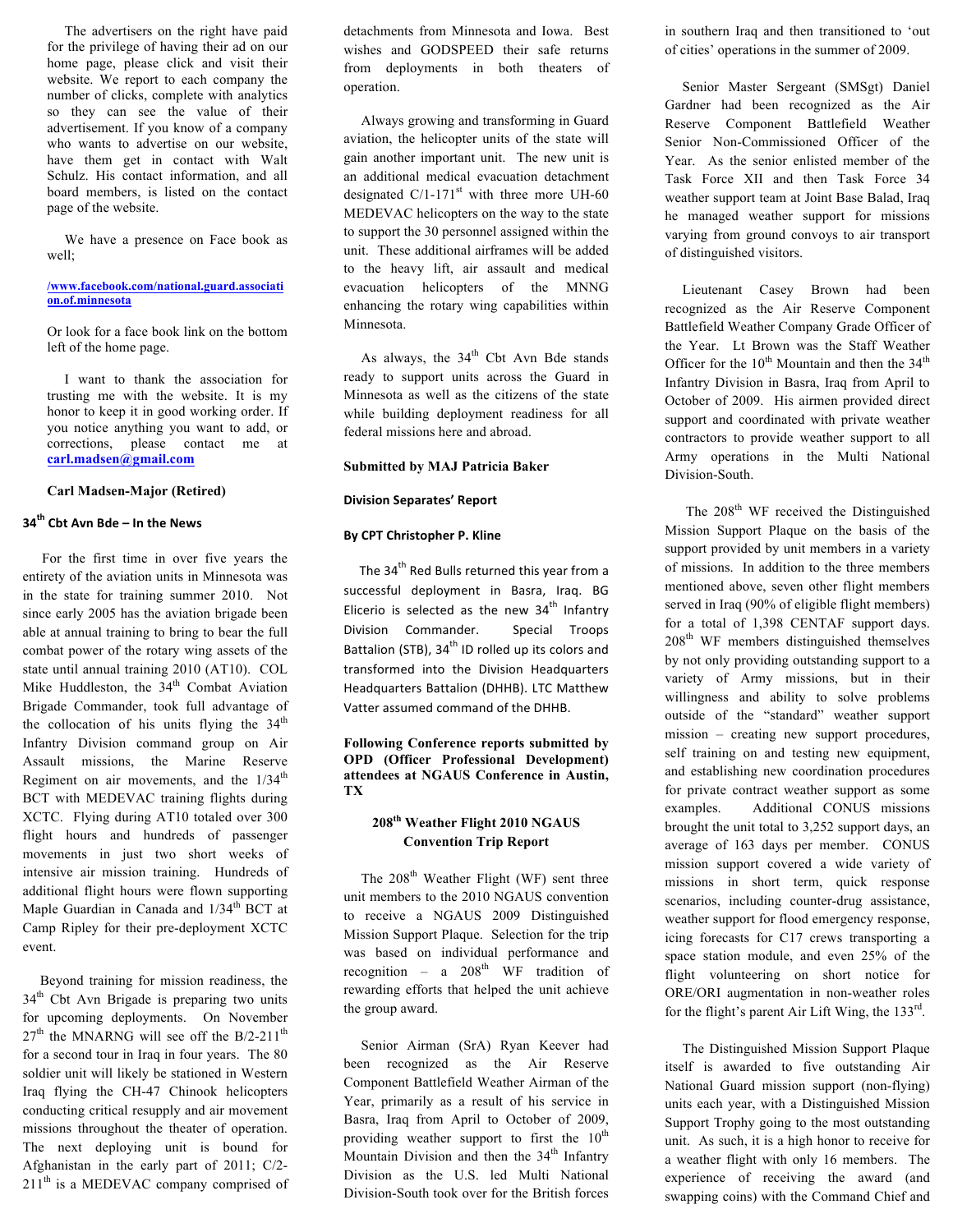The advertisers on the right have paid for the privilege of having their ad on our home page, please click and visit their website. We report to each company the number of clicks, complete with analytics so they can see the value of their advertisement. If you know of a company who wants to advertise on our website, have them get in contact with Walt Schulz. His contact information, and all board members, is listed on the contact page of the website.

We have a presence on Face book as well;

**/www.facebook.com/national.guard.association.of.minnesota**

Or look for a face book link on the bottom left of the home page.

I want to thank the association for trusting me with the website. It is my honor to keep it in good working order. If you notice anything you want to add, or corrections, please contact me at **carl.madsen@gmail.com**

**Carl Madsen-Major (Retired)**

## 34th Cbt Avn Bde – In the News

For the first time in over five years the entirety of the aviation units in Minnesota was in the state for training summer 2010. Not since early 2005 has the aviation brigade been able at annual training to bring to bear the full combat power of the rotary wing assets of the state until annual training 2010 (AT10). COL Mike Huddleston, the 34th Combat Aviation Brigade Commander, took full advantage of the collocation of his units flying the 34th Infantry Division command group on Air Assault missions, the Marine Reserve Regiment on air movements, and the 1/34th BCT with MEDEVAC training flights during XCTC. Flying during AT10 totaled over 300 flight hours and hundreds of passenger movements in just two short weeks of intensive air mission training. Hundreds of additional flight hours were flown supporting Maple Guardian in Canada and 1/34th BCT at Camp Ripley for their pre-deployment XCTC event.

Beyond training for mission readiness, the 34th Cbt Avn Brigade is preparing two units for upcoming deployments. On November 27th the MNARNG will see off the B/2-211th for a second tour in Iraq in four years. The 80 soldier unit will likely be stationed in Western Iraq flying the CH-47 Chinook helicopters conducting critical resupply and air movement missions throughout the theater of operation. The next deploying unit is bound for Afghanistan in the early part of 2011; C/2-211th is a MEDEVAC company comprised of detachments from Minnesota and Iowa. Best wishes and GODSPEED their safe returns from deployments in both theaters of operation.

Always growing and transforming in Guard aviation, the helicopter units of the state will gain another important unit. The new unit is an additional medical evacuation detachment designated C/1-171st with three more UH-60 MEDEVAC helicopters on the way to the state to support the 30 personnel assigned within the unit. These additional airframes will be added to the heavy lift, air assault and medical evacuation helicopters of the MNNG enhancing the rotary wing capabilities within Minnesota.

As always, the 34th Cbt Avn Bde stands ready to support units across the Guard in Minnesota as well as the citizens of the state while building deployment readiness for all federal missions here and abroad.

**Submitted by MAJ Patricia Baker**

## Division Separates' Report

**By CPT Christopher P. Kline**

The 34th Red Bulls returned this year from a successful deployment in Basra, Iraq. BG Elicerio is selected as the new 34th Infantry Division Commander. Special Troops Battalion (STB), 34th ID rolled up its colors and transformed into the Division Headquarters Headquarters Battalion (DHHB). LTC Matthew Vatter assumed command of the DHHB.

**Following Conference reports submitted by OPD (Officer Professional Development) attendees at NGAUS Conference in Austin, TX**

### 208th Weather Flight 2010 NGAUS Convention Trip Report

The 208th Weather Flight (WF) sent three unit members to the 2010 NGAUS convention to receive a NGAUS 2009 Distinguished Mission Support Plaque. Selection for the trip was based on individual performance and recognition – a 208th WF tradition of rewarding efforts that helped the unit achieve the group award.

Senior Airman (SrA) Ryan Keever had been recognized as the Air Reserve Component Battlefield Weather Airman of the Year, primarily as a result of his service in Basra, Iraq from April to October of 2009, providing weather support to first the 10th Mountain Division and then the 34th Infantry Division as the U.S. led Multi National Division-South took over for the British forces in southern Iraq and then transitioned to 'out of cities' operations in the summer of 2009.

Senior Master Sergeant (SMSgt) Daniel Gardner had been recognized as the Air Reserve Component Battlefield Weather Senior Non-Commissioned Officer of the Year. As the senior enlisted member of the Task Force XII and then Task Force 34 weather support team at Joint Base Balad, Iraq he managed weather support for missions varying from ground convoys to air transport of distinguished visitors.

Lieutenant Casey Brown had been recognized as the Air Reserve Component Battlefield Weather Company Grade Officer of the Year. Lt Brown was the Staff Weather Officer for the 10th Mountain and then the 34th Infantry Division in Basra, Iraq from April to October of 2009. His airmen provided direct support and coordinated with private weather contractors to provide weather support to all Army operations in the Multi National Division-South.

The 208th WF received the Distinguished Mission Support Plaque on the basis of the support provided by unit members in a variety of missions. In addition to the three members mentioned above, seven other flight members served in Iraq (90% of eligible flight members) for a total of 1,398 CENTAF support days. 208th WF members distinguished themselves by not only providing outstanding support to a variety of Army missions, but in their willingness and ability to solve problems outside of the "standard" weather support mission – creating new support procedures, self training on and testing new equipment, and establishing new coordination procedures for private contract weather support as some examples. Additional CONUS missions brought the unit total to 3,252 support days, an average of 163 days per member. CONUS mission support covered a wide variety of missions in short term, quick response scenarios, including counter-drug assistance, weather support for flood emergency response, icing forecasts for C17 crews transporting a space station module, and even 25% of the flight volunteering on short notice for ORE/ORI augmentation in non-weather roles for the flight's parent Air Lift Wing, the 133rd.

The Distinguished Mission Support Plaque itself is awarded to five outstanding Air National Guard mission support (non-flying) units each year, with a Distinguished Mission Support Trophy going to the most outstanding unit. As such, it is a high honor to receive for a weather flight with only 16 members. The experience of receiving the award (and swapping coins) with the Command Chief and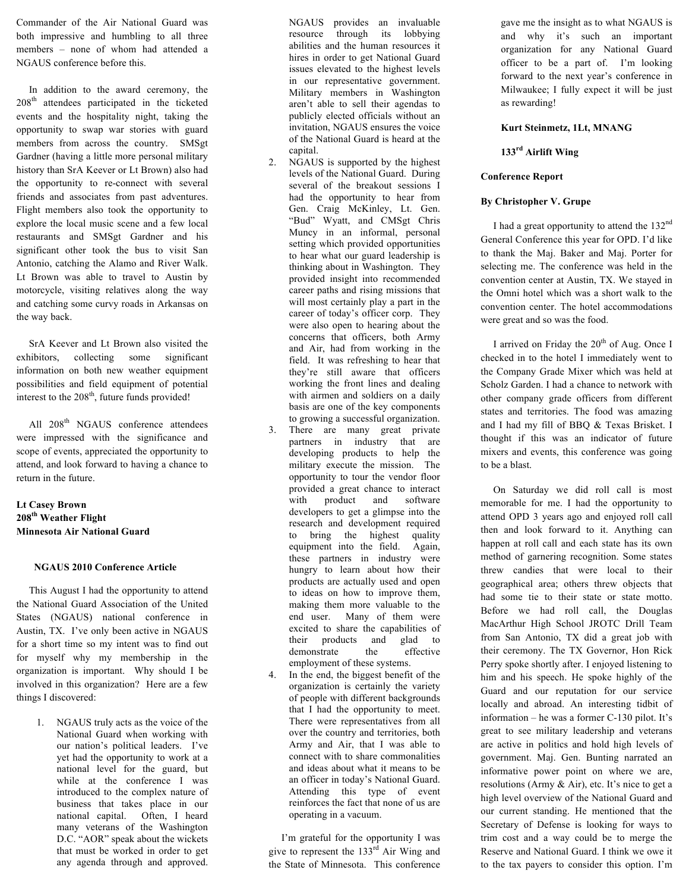Commander of the Air National Guard was both impressive and humbling to all three members – none of whom had attended a NGAUS conference before this.

In addition to the award ceremony, the 208th attendees participated in the ticketed events and the hospitality night, taking the opportunity to swap war stories with guard members from across the country. SMSgt Gardner (having a little more personal military history than SrA Keever or Lt Brown) also had the opportunity to re-connect with several friends and associates from past adventures. Flight members also took the opportunity to explore the local music scene and a few local restaurants and SMSgt Gardner and his significant other took the bus to visit San Antonio, catching the Alamo and River Walk. Lt Brown was able to travel to Austin by motorcycle, visiting relatives along the way and catching some curvy roads in Arkansas on the way back.

SrA Keever and Lt Brown also visited the exhibitors, collecting some significant information on both new weather equipment possibilities and field equipment of potential interest to the 208th, future funds provided!

All 208th NGAUS conference attendees were impressed with the significance and scope of events, appreciated the opportunity to attend, and look forward to having a chance to return in the future.

**Lt Casey Brown**
**208th Weather Flight**
**Minnesota Air National Guard**

## NGAUS 2010 Conference Article

This August I had the opportunity to attend the National Guard Association of the United States (NGAUS) national conference in Austin, TX. I've only been active in NGAUS for a short time so my intent was to find out for myself why my membership in the organization is important. Why should I be involved in this organization? Here are a few things I discovered:

1. NGAUS truly acts as the voice of the National Guard when working with our nation's political leaders. I've yet had the opportunity to work at a national level for the guard, but while at the conference I was introduced to the complex nature of business that takes place in our national capital. Often, I heard many veterans of the Washington D.C. "AOR" speak about the wickets that must be worked in order to get any agenda through and approved. NGAUS provides an invaluable resource through its lobbying abilities and the human resources it hires in order to get National Guard issues elevated to the highest levels in our representative government. Military members in Washington aren't able to sell their agendas to publicly elected officials without an invitation, NGAUS ensures the voice of the National Guard is heard at the capital.
2. NGAUS is supported by the highest levels of the National Guard. During several of the breakout sessions I had the opportunity to hear from Gen. Craig McKinley, Lt. Gen. "Bud" Wyatt, and CMSgt Chris Muncy in an informal, personal setting which provided opportunities to hear what our guard leadership is thinking about in Washington. They provided insight into recommended career paths and rising missions that will most certainly play a part in the career of today's officer corp. They were also open to hearing about the concerns that officers, both Army and Air, had from working in the field. It was refreshing to hear that they're still aware that officers working the front lines and dealing with airmen and soldiers on a daily basis are one of the key components to growing a successful organization.
3. There are many great private partners in industry that are developing products to help the military execute the mission. The opportunity to tour the vendor floor provided a great chance to interact with product and software developers to get a glimpse into the research and development required to bring the highest quality equipment into the field. Again, these partners in industry were hungry to learn about how their products are actually used and open to ideas on how to improve them, making them more valuable to the end user. Many of them were excited to share the capabilities of their products and glad to demonstrate the effective employment of these systems.
4. In the end, the biggest benefit of the organization is certainly the variety of people with different backgrounds that I had the opportunity to meet. There were representatives from all over the country and territories, both Army and Air, that I was able to connect with to share commonalities and ideas about what it means to be an officer in today's National Guard. Attending this type of event reinforces the fact that none of us are operating in a vacuum.

I'm grateful for the opportunity I was give to represent the 133rd Air Wing and the State of Minnesota. This conference gave me the insight as to what NGAUS is and why it's such an important organization for any National Guard officer to be a part of. I'm looking forward to the next year's conference in Milwaukee; I fully expect it will be just as rewarding!

**Kurt Steinmetz, 1Lt, MNANG**

**133rd Airlift Wing**

**Conference Report**

**By Christopher V. Grupe**

I had a great opportunity to attend the 132nd General Conference this year for OPD. I'd like to thank the Maj. Baker and Maj. Porter for selecting me. The conference was held in the convention center at Austin, TX. We stayed in the Omni hotel which was a short walk to the convention center. The hotel accommodations were great and so was the food.

I arrived on Friday the 20th of Aug. Once I checked in to the hotel I immediately went to the Company Grade Mixer which was held at Scholz Garden. I had a chance to network with other company grade officers from different states and territories. The food was amazing and I had my fill of BBQ & Texas Brisket. I thought if this was an indicator of future mixers and events, this conference was going to be a blast.

On Saturday we did roll call is most memorable for me. I had the opportunity to attend OPD 3 years ago and enjoyed roll call then and look forward to it. Anything can happen at roll call and each state has its own method of garnering recognition. Some states threw candies that were local to their geographical area; others threw objects that had some tie to their state or state motto. Before we had roll call, the Douglas MacArthur High School JROTC Drill Team from San Antonio, TX did a great job with their ceremony. The TX Governor, Hon Rick Perry spoke shortly after. I enjoyed listening to him and his speech. He spoke highly of the Guard and our reputation for our service locally and abroad. An interesting tidbit of information – he was a former C-130 pilot. It's great to see military leadership and veterans are active in politics and hold high levels of government. Maj. Gen. Bunting narrated an informative power point on where we are, resolutions (Army & Air), etc. It's nice to get a high level overview of the National Guard and our current standing. He mentioned that the Secretary of Defense is looking for ways to trim cost and a way could be to merge the Reserve and National Guard. I think we owe it to the tax payers to consider this option. I'm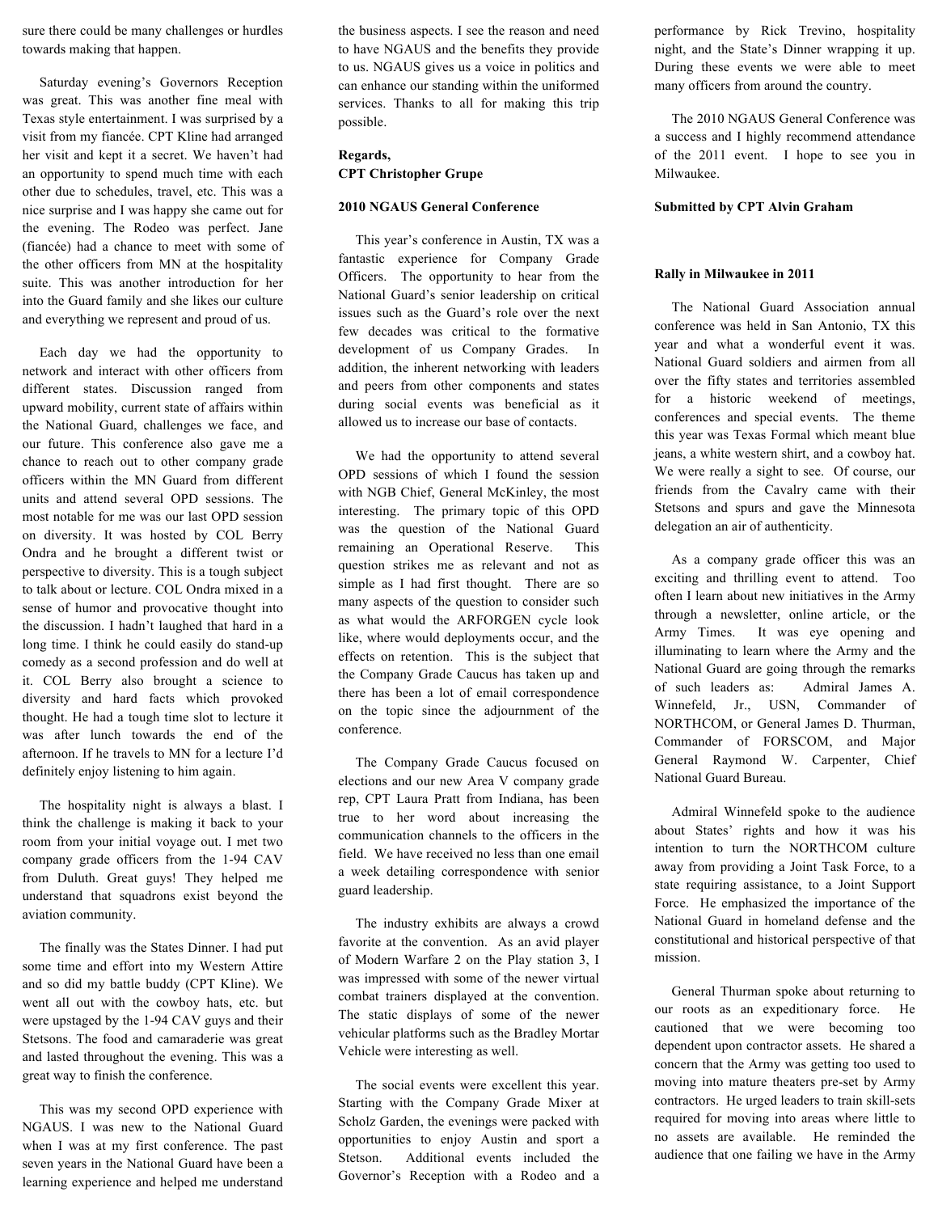sure there could be many challenges or hurdles towards making that happen.

Saturday evening's Governors Reception was great. This was another fine meal with Texas style entertainment. I was surprised by a visit from my fiancée. CPT Kline had arranged her visit and kept it a secret. We haven't had an opportunity to spend much time with each other due to schedules, travel, etc. This was a nice surprise and I was happy she came out for the evening. The Rodeo was perfect. Jane (fiancée) had a chance to meet with some of the other officers from MN at the hospitality suite. This was another introduction for her into the Guard family and she likes our culture and everything we represent and proud of us.

Each day we had the opportunity to network and interact with other officers from different states. Discussion ranged from upward mobility, current state of affairs within the National Guard, challenges we face, and our future. This conference also gave me a chance to reach out to other company grade officers within the MN Guard from different units and attend several OPD sessions. The most notable for me was our last OPD session on diversity. It was hosted by COL Berry Ondra and he brought a different twist or perspective to diversity. This is a tough subject to talk about or lecture. COL Ondra mixed in a sense of humor and provocative thought into the discussion. I hadn't laughed that hard in a long time. I think he could easily do stand-up comedy as a second profession and do well at it. COL Berry also brought a science to diversity and hard facts which provoked thought. He had a tough time slot to lecture it was after lunch towards the end of the afternoon. If he travels to MN for a lecture I'd definitely enjoy listening to him again.

The hospitality night is always a blast. I think the challenge is making it back to your room from your initial voyage out. I met two company grade officers from the 1-94 CAV from Duluth. Great guys! They helped me understand that squadrons exist beyond the aviation community.

The finally was the States Dinner. I had put some time and effort into my Western Attire and so did my battle buddy (CPT Kline). We went all out with the cowboy hats, etc. but were upstaged by the 1-94 CAV guys and their Stetsons. The food and camaraderie was great and lasted throughout the evening. This was a great way to finish the conference.

This was my second OPD experience with NGAUS. I was new to the National Guard when I was at my first conference. The past seven years in the National Guard have been a learning experience and helped me understand the business aspects. I see the reason and need to have NGAUS and the benefits they provide to us. NGAUS gives us a voice in politics and can enhance our standing within the uniformed services. Thanks to all for making this trip possible.

**Regards,**
**CPT Christopher Grupe**

## 2010 NGAUS General Conference

This year's conference in Austin, TX was a fantastic experience for Company Grade Officers. The opportunity to hear from the National Guard's senior leadership on critical issues such as the Guard's role over the next few decades was critical to the formative development of us Company Grades. In addition, the inherent networking with leaders and peers from other components and states during social events was beneficial as it allowed us to increase our base of contacts.

We had the opportunity to attend several OPD sessions of which I found the session with NGB Chief, General McKinley, the most interesting. The primary topic of this OPD was the question of the National Guard remaining an Operational Reserve. This question strikes me as relevant and not as simple as I had first thought. There are so many aspects of the question to consider such as what would the ARFORGEN cycle look like, where would deployments occur, and the effects on retention. This is the subject that the Company Grade Caucus has taken up and there has been a lot of email correspondence on the topic since the adjournment of the conference.

The Company Grade Caucus focused on elections and our new Area V company grade rep, CPT Laura Pratt from Indiana, has been true to her word about increasing the communication channels to the officers in the field. We have received no less than one email a week detailing correspondence with senior guard leadership.

The industry exhibits are always a crowd favorite at the convention. As an avid player of Modern Warfare 2 on the Play station 3, I was impressed with some of the newer virtual combat trainers displayed at the convention. The static displays of some of the newer vehicular platforms such as the Bradley Mortar Vehicle were interesting as well.

The social events were excellent this year. Starting with the Company Grade Mixer at Scholz Garden, the evenings were packed with opportunities to enjoy Austin and sport a Stetson. Additional events included the Governor's Reception with a Rodeo and a performance by Rick Trevino, hospitality night, and the State's Dinner wrapping it up. During these events we were able to meet many officers from around the country.

The 2010 NGAUS General Conference was a success and I highly recommend attendance of the 2011 event. I hope to see you in Milwaukee.

**Submitted by CPT Alvin Graham**

## Rally in Milwaukee in 2011

The National Guard Association annual conference was held in San Antonio, TX this year and what a wonderful event it was. National Guard soldiers and airmen from all over the fifty states and territories assembled for a historic weekend of meetings, conferences and special events. The theme this year was Texas Formal which meant blue jeans, a white western shirt, and a cowboy hat. We were really a sight to see. Of course, our friends from the Cavalry came with their Stetsons and spurs and gave the Minnesota delegation an air of authenticity.

As a company grade officer this was an exciting and thrilling event to attend. Too often I learn about new initiatives in the Army through a newsletter, online article, or the Army Times. It was eye opening and illuminating to learn where the Army and the National Guard are going through the remarks of such leaders as: Admiral James A. Winnefeld, Jr., USN, Commander of NORTHCOM, or General James D. Thurman, Commander of FORSCOM, and Major General Raymond W. Carpenter, Chief National Guard Bureau.

Admiral Winnefeld spoke to the audience about States' rights and how it was his intention to turn the NORTHCOM culture away from providing a Joint Task Force, to a state requiring assistance, to a Joint Support Force. He emphasized the importance of the National Guard in homeland defense and the constitutional and historical perspective of that mission.

General Thurman spoke about returning to our roots as an expeditionary force. He cautioned that we were becoming too dependent upon contractor assets. He shared a concern that the Army was getting too used to moving into mature theaters pre-set by Army contractors. He urged leaders to train skill-sets required for moving into areas where little to no assets are available. He reminded the audience that one failing we have in the Army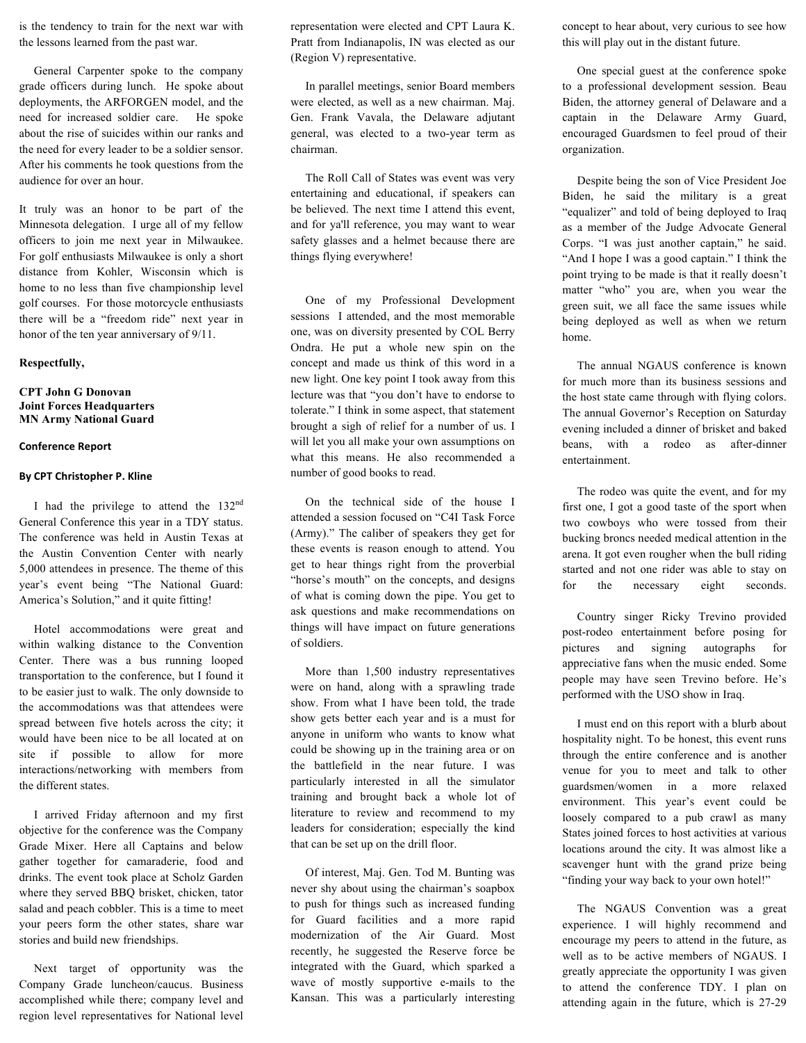is the tendency to train for the next war with the lessons learned from the past war.

General Carpenter spoke to the company grade officers during lunch. He spoke about deployments, the ARFORGEN model, and the need for increased soldier care. He spoke about the rise of suicides within our ranks and the need for every leader to be a soldier sensor. After his comments he took questions from the audience for over an hour.

It truly was an honor to be part of the Minnesota delegation. I urge all of my fellow officers to join me next year in Milwaukee. For golf enthusiasts Milwaukee is only a short distance from Kohler, Wisconsin which is home to no less than five championship level golf courses. For those motorcycle enthusiasts there will be a "freedom ride" next year in honor of the ten year anniversary of 9/11.

**Respectfully,**

**CPT John G Donovan**
**Joint Forces Headquarters**
**MN Army National Guard**

## Conference Report

### By CPT Christopher P. Kline

I had the privilege to attend the 132nd General Conference this year in a TDY status. The conference was held in Austin Texas at the Austin Convention Center with nearly 5,000 attendees in presence. The theme of this year's event being "The National Guard: America's Solution," and it quite fitting!

Hotel accommodations were great and within walking distance to the Convention Center. There was a bus running looped transportation to the conference, but I found it to be easier just to walk. The only downside to the accommodations was that attendees were spread between five hotels across the city; it would have been nice to be all located at on site if possible to allow for more interactions/networking with members from the different states.

I arrived Friday afternoon and my first objective for the conference was the Company Grade Mixer. Here all Captains and below gather together for camaraderie, food and drinks. The event took place at Scholz Garden where they served BBQ brisket, chicken, tator salad and peach cobbler. This is a time to meet your peers form the other states, share war stories and build new friendships.

Next target of opportunity was the Company Grade luncheon/caucus. Business accomplished while there; company level and region level representatives for National level representation were elected and CPT Laura K. Pratt from Indianapolis, IN was elected as our (Region V) representative.

In parallel meetings, senior Board members were elected, as well as a new chairman. Maj. Gen. Frank Vavala, the Delaware adjutant general, was elected to a two-year term as chairman.

The Roll Call of States was event was very entertaining and educational, if speakers can be believed. The next time I attend this event, and for ya'll reference, you may want to wear safety glasses and a helmet because there are things flying everywhere!

One of my Professional Development sessions I attended, and the most memorable one, was on diversity presented by COL Berry Ondra. He put a whole new spin on the concept and made us think of this word in a new light. One key point I took away from this lecture was that "you don't have to endorse to tolerate." I think in some aspect, that statement brought a sigh of relief for a number of us. I will let you all make your own assumptions on what this means. He also recommended a number of good books to read.

On the technical side of the house I attended a session focused on "C4I Task Force (Army)." The caliber of speakers they get for these events is reason enough to attend. You get to hear things right from the proverbial "horse's mouth" on the concepts, and designs of what is coming down the pipe. You get to ask questions and make recommendations on things will have impact on future generations of soldiers.

More than 1,500 industry representatives were on hand, along with a sprawling trade show. From what I have been told, the trade show gets better each year and is a must for anyone in uniform who wants to know what could be showing up in the training area or on the battlefield in the near future. I was particularly interested in all the simulator training and brought back a whole lot of literature to review and recommend to my leaders for consideration; especially the kind that can be set up on the drill floor.

Of interest, Maj. Gen. Tod M. Bunting was never shy about using the chairman's soapbox to push for things such as increased funding for Guard facilities and a more rapid modernization of the Air Guard. Most recently, he suggested the Reserve force be integrated with the Guard, which sparked a wave of mostly supportive e-mails to the Kansan. This was a particularly interesting concept to hear about, very curious to see how this will play out in the distant future.

One special guest at the conference spoke to a professional development session. Beau Biden, the attorney general of Delaware and a captain in the Delaware Army Guard, encouraged Guardsmen to feel proud of their organization.

Despite being the son of Vice President Joe Biden, he said the military is a great "equalizer" and told of being deployed to Iraq as a member of the Judge Advocate General Corps. "I was just another captain," he said. "And I hope I was a good captain." I think the point trying to be made is that it really doesn't matter "who" you are, when you wear the green suit, we all face the same issues while being deployed as well as when we return home.

The annual NGAUS conference is known for much more than its business sessions and the host state came through with flying colors. The annual Governor's Reception on Saturday evening included a dinner of brisket and baked beans, with a rodeo as after-dinner entertainment.

The rodeo was quite the event, and for my first one, I got a good taste of the sport when two cowboys who were tossed from their bucking broncs needed medical attention in the arena. It got even rougher when the bull riding started and not one rider was able to stay on for the necessary eight seconds.

Country singer Ricky Trevino provided post-rodeo entertainment before posing for pictures and signing autographs for appreciative fans when the music ended. Some people may have seen Trevino before. He's performed with the USO show in Iraq.

I must end on this report with a blurb about hospitality night. To be honest, this event runs through the entire conference and is another venue for you to meet and talk to other guardsmen/women in a more relaxed environment. This year's event could be loosely compared to a pub crawl as many States joined forces to host activities at various locations around the city. It was almost like a scavenger hunt with the grand prize being "finding your way back to your own hotel!"

The NGAUS Convention was a great experience. I will highly recommend and encourage my peers to attend in the future, as well as to be active members of NGAUS. I greatly appreciate the opportunity I was given to attend the conference TDY. I plan on attending again in the future, which is 27-29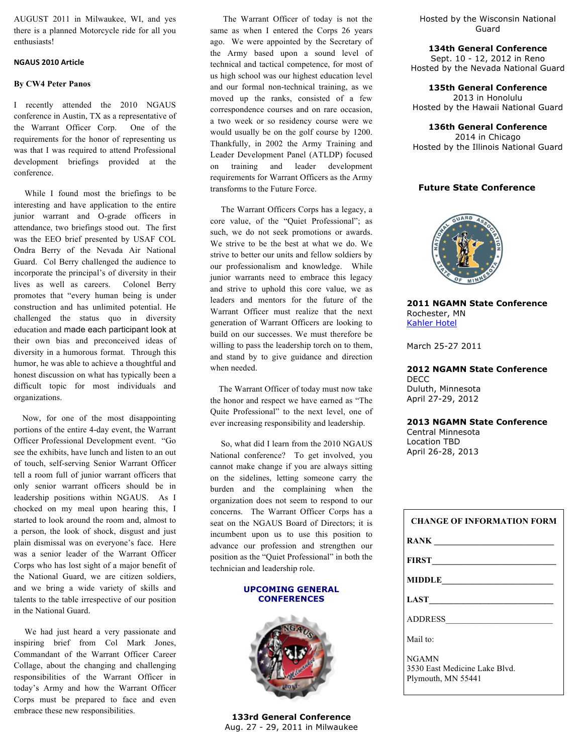AUGUST 2011 in Milwaukee, WI, and yes there is a planned Motorcycle ride for all you enthusiasts!

### NGAUS 2010 Article

**By CW4 Peter Panos**

I recently attended the 2010 NGAUS conference in Austin, TX as a representative of the Warrant Officer Corp. One of the requirements for the honor of representing us was that I was required to attend Professional development briefings provided at the conference.

While I found most the briefings to be interesting and have application to the entire junior warrant and O-grade officers in attendance, two briefings stood out. The first was the EEO brief presented by USAF COL Ondra Berry of the Nevada Air National Guard. Col Berry challenged the audience to incorporate the principal's of diversity in their lives as well as careers. Colonel Berry promotes that "every human being is under construction and has unlimited potential. He challenged the status quo in diversity education and made each participant look at their own bias and preconceived ideas of diversity in a humorous format. Through this humor, he was able to achieve a thoughtful and honest discussion on what has typically been a difficult topic for most individuals and organizations.

Now, for one of the most disappointing portions of the entire 4-day event, the Warrant Officer Professional Development event. "Go see the exhibits, have lunch and listen to an out of touch, self-serving Senior Warrant Officer tell a room full of junior warrant officers that only senior warrant officers should be in leadership positions within NGAUS. As I chocked on my meal upon hearing this, I started to look around the room and, almost to a person, the look of shock, disgust and just plain dismissal was on everyone's face. Here was a senior leader of the Warrant Officer Corps who has lost sight of a major benefit of the National Guard, we are citizen soldiers, and we bring a wide variety of skills and talents to the table irrespective of our position in the National Guard.

We had just heard a very passionate and inspiring brief from Col Mark Jones, Commandant of the Warrant Officer Career Collage, about the changing and challenging responsibilities of the Warrant Officer in today's Army and how the Warrant Officer Corps must be prepared to face and even embrace these new responsibilities.

The Warrant Officer of today is not the same as when I entered the Corps 26 years ago. We were appointed by the Secretary of the Army based upon a sound level of technical and tactical competence, for most of us high school was our highest education level and our formal non-technical training, as we moved up the ranks, consisted of a few correspondence courses and on rare occasion, a two week or so residency course were we would usually be on the golf course by 1200. Thankfully, in 2002 the Army Training and Leader Development Panel (ATLDP) focused on training and leader development requirements for Warrant Officers as the Army transforms to the Future Force.

The Warrant Officers Corps has a legacy, a core value, of the "Quiet Professional"; as such, we do not seek promotions or awards. We strive to be the best at what we do. We strive to better our units and fellow soldiers by our professionalism and knowledge. While junior warrants need to embrace this legacy and strive to uphold this core value, we as leaders and mentors for the future of the Warrant Officer must realize that the next generation of Warrant Officers are looking to build on our successes. We must therefore be willing to pass the leadership torch on to them, and stand by to give guidance and direction when needed.

The Warrant Officer of today must now take the honor and respect we have earned as "The Quite Professional" to the next level, one of ever increasing responsibility and leadership.

So, what did I learn from the 2010 NGAUS National conference? To get involved, you cannot make change if you are always sitting on the sidelines, letting someone carry the burden and the complaining when the organization does not seem to respond to our concerns. The Warrant Officer Corps has a seat on the NGAUS Board of Directors; it is incumbent upon us to use this position to advance our profession and strengthen our position as the "Quiet Professional" in both the technician and leadership role.

## UPCOMING GENERAL CONFERENCES

**133rd General Conference**
Aug. 27 - 29, 2011 in Milwaukee
Hosted by the Wisconsin National Guard

**134th General Conference**
Sept. 10 - 12, 2012 in Reno
Hosted by the Nevada National Guard

**135th General Conference**
2013 in Honolulu
Hosted by the Hawaii National Guard

**136th General Conference**
2014 in Chicago
Hosted by the Illinois National Guard

## Future State Conference

**2011 NGAMN State Conference**
Rochester, MN
Kahler Hotel

March 25-27 2011

**2012 NGAMN State Conference**
DECC
Duluth, Minnesota
April 27-29, 2012

**2013 NGAMN State Conference**
Central Minnesota
Location TBD
April 26-28, 2013

**CHANGE OF INFORMATION FORM**

**RANK** ________________________

**FIRST**________________________

**MIDDLE**______________________

**LAST**_________________________

ADDRESS_______________________

Mail to:

NGAMN
3530 East Medicine Lake Blvd.
Plymouth, MN 55441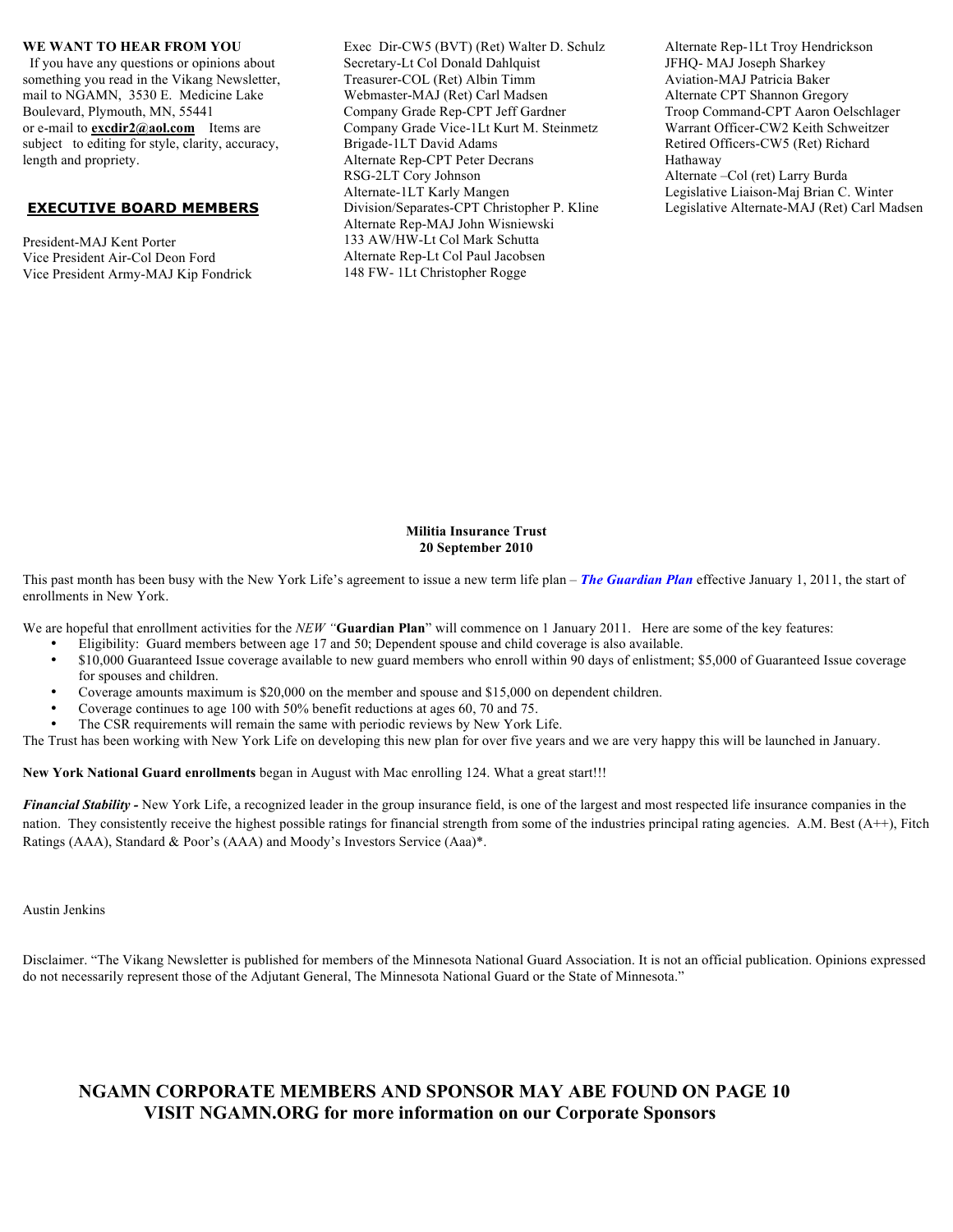**WE WANT TO HEAR FROM YOU**

If you have any questions or opinions about something you read in the Vikang Newsletter, mail to NGAMN, 3530 E. Medicine Lake Boulevard, Plymouth, MN, 55441 or e-mail to **excdir2@aol.com** Items are subject to editing for style, clarity, accuracy, length and propriety.

## EXECUTIVE BOARD MEMBERS

President-MAJ Kent Porter
Vice President Air-Col Deon Ford
Vice President Army-MAJ Kip Fondrick
Exec Dir-CW5 (BVT) (Ret) Walter D. Schulz
Secretary-Lt Col Donald Dahlquist
Treasurer-COL (Ret) Albin Timm
Webmaster-MAJ (Ret) Carl Madsen
Company Grade Rep-CPT Jeff Gardner
Company Grade Vice-1Lt Kurt M. Steinmetz
Brigade-1LT David Adams
Alternate Rep-CPT Peter Decrans
RSG-2LT Cory Johnson
Alternate-1LT Karly Mangen
Division/Separates-CPT Christopher P. Kline
Alternate Rep-MAJ John Wisniewski
133 AW/HW-Lt Col Mark Schutta
Alternate Rep-Lt Col Paul Jacobsen
148 FW- 1Lt Christopher Rogge
Alternate Rep-1Lt Troy Hendrickson
JFHQ- MAJ Joseph Sharkey
Aviation-MAJ Patricia Baker
Alternate CPT Shannon Gregory
Troop Command-CPT Aaron Oelschlager
Warrant Officer-CW2 Keith Schweitzer
Retired Officers-CW5 (Ret) Richard Hathaway
Alternate –Col (ret) Larry Burda
Legislative Liaison-Maj Brian C. Winter
Legislative Alternate-MAJ (Ret) Carl Madsen

**Militia Insurance Trust**
**20 September 2010**

This past month has been busy with the New York Life's agreement to issue a new term life plan – ***The Guardian Plan*** effective January 1, 2011, the start of enrollments in New York.

We are hopeful that enrollment activities for the *NEW "*__Guardian Plan__" will commence on 1 January 2011. Here are some of the key features:

- Eligibility: Guard members between age 17 and 50; Dependent spouse and child coverage is also available.
- $10,000 Guaranteed Issue coverage available to new guard members who enroll within 90 days of enlistment; $5,000 of Guaranteed Issue coverage for spouses and children.
- Coverage amounts maximum is $20,000 on the member and spouse and $15,000 on dependent children.
- Coverage continues to age 100 with 50% benefit reductions at ages 60, 70 and 75.
- The CSR requirements will remain the same with periodic reviews by New York Life.

The Trust has been working with New York Life on developing this new plan for over five years and we are very happy this will be launched in January.

**New York National Guard enrollments** began in August with Mac enrolling 124. What a great start!!!

***Financial Stability -*** New York Life, a recognized leader in the group insurance field, is one of the largest and most respected life insurance companies in the nation. They consistently receive the highest possible ratings for financial strength from some of the industries principal rating agencies. A.M. Best (A++), Fitch Ratings (AAA), Standard & Poor's (AAA) and Moody's Investors Service (Aaa)*.

Austin Jenkins

Disclaimer. "The Vikang Newsletter is published for members of the Minnesota National Guard Association. It is not an official publication. Opinions expressed do not necessarily represent those of the Adjutant General, The Minnesota National Guard or the State of Minnesota."

## NGAMN CORPORATE MEMBERS AND SPONSOR MAY ABE FOUND ON PAGE 10
## VISIT NGAMN.ORG for more information on our Corporate Sponsors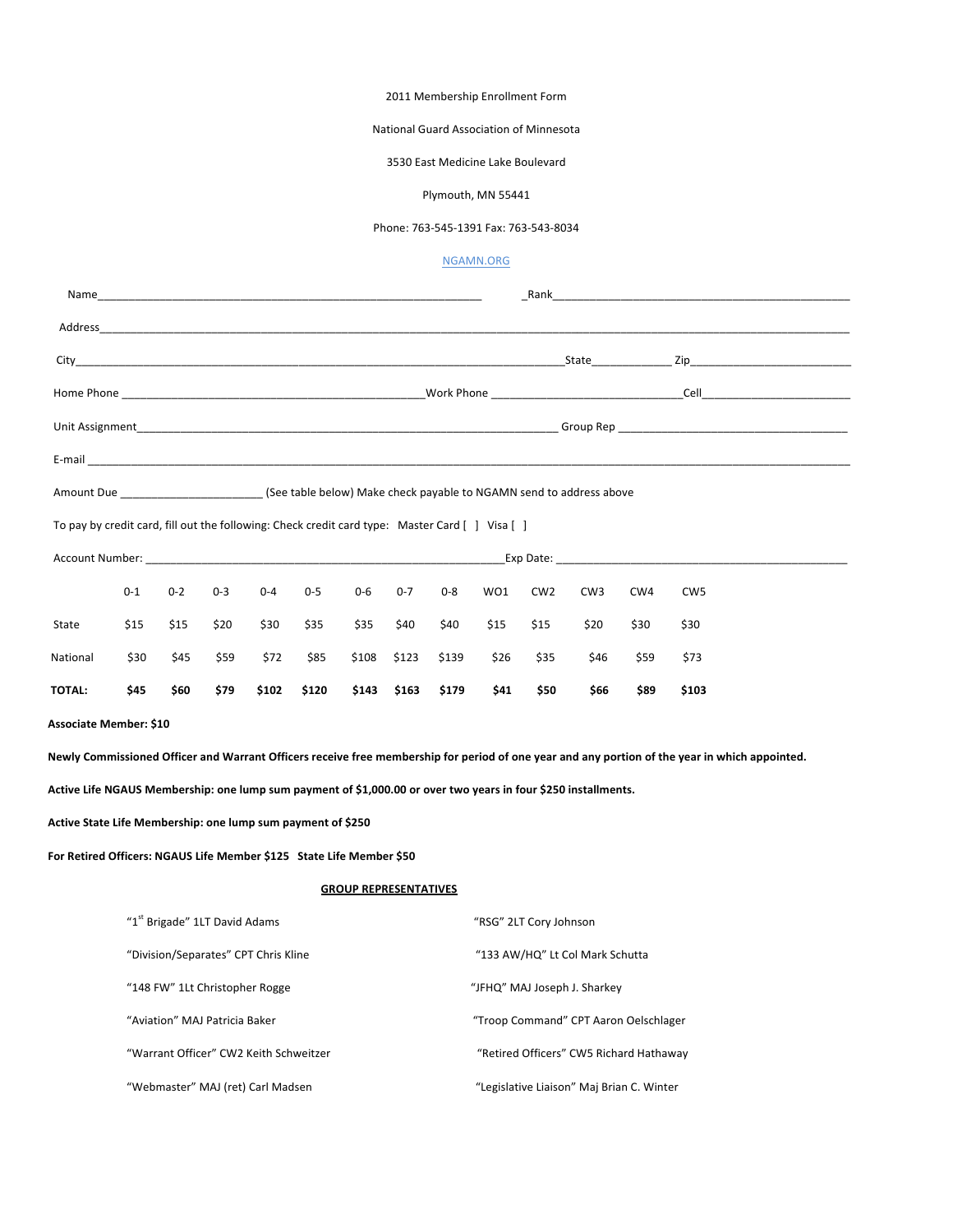2011 Membership Enrollment Form

National Guard Association of Minnesota

3530 East Medicine Lake Boulevard

Plymouth, MN 55441

Phone: 763-545-1391 Fax: 763-543-8034

NGAMN.ORG

Name_______________________________________________________________ _Rank___________________________________________________

Address_____________________________________________________________________________________________________________________

City_____________________________________________________________________________State_____________ Zip___________________________

Home Phone ___________________________________________________Work Phone _______________________________Cell_________________________

Unit Assignment_________________________________________________________________________ Group Rep ______________________________________

E-mail ______________________________________________________________________________________________________________________________

Amount Due _______________________ (See table below) Make check payable to NGAMN send to address above

To pay by credit card, fill out the following: Check credit card type: Master Card [ ] Visa [ ]

Account Number: ____________________________________________________________Exp Date: ________________________________________________

| | 0-1 | 0-2 | 0-3 | 0-4 | 0-5 | 0-6 | 0-7 | 0-8 | WO1 | CW2 | CW3 | CW4 | CW5 |
|---|---|---|---|---|---|---|---|---|---|---|---|---|---|
| State | $15 | $15 | $20 | $30 | $35 | $35 | $40 | $40 | $15 | $15 | $20 | $30 | $30 |
| National | $30 | $45 | $59 | $72 | $85 | $108 | $123 | $139 | $26 | $35 | $46 | $59 | $73 |
| **TOTAL:** | **$45** | **$60** | **$79** | **$102** | **$120** | **$143** | **$163** | **$179** | **$41** | **$50** | **$66** | **$89** | **$103** |

**Associate Member: $10**

**Newly Commissioned Officer and Warrant Officers receive free membership for period of one year and any portion of the year in which appointed.**

**Active Life NGAUS Membership: one lump sum payment of $1,000.00 or over two years in four $250 installments.**

**Active State Life Membership: one lump sum payment of $250**

**For Retired Officers: NGAUS Life Member $125 State Life Member $50**

**GROUP REPRESENTATIVES**

"1st Brigade" 1LT David Adams

"Division/Separates" CPT Chris Kline

"148 FW" 1Lt Christopher Rogge

"Aviation" MAJ Patricia Baker

"Warrant Officer" CW2 Keith Schweitzer

"Webmaster" MAJ (ret) Carl Madsen

"RSG" 2LT Cory Johnson

"133 AW/HQ" Lt Col Mark Schutta

"JFHQ" MAJ Joseph J. Sharkey

"Troop Command" CPT Aaron Oelschlager

"Retired Officers" CW5 Richard Hathaway

"Legislative Liaison" Maj Brian C. Winter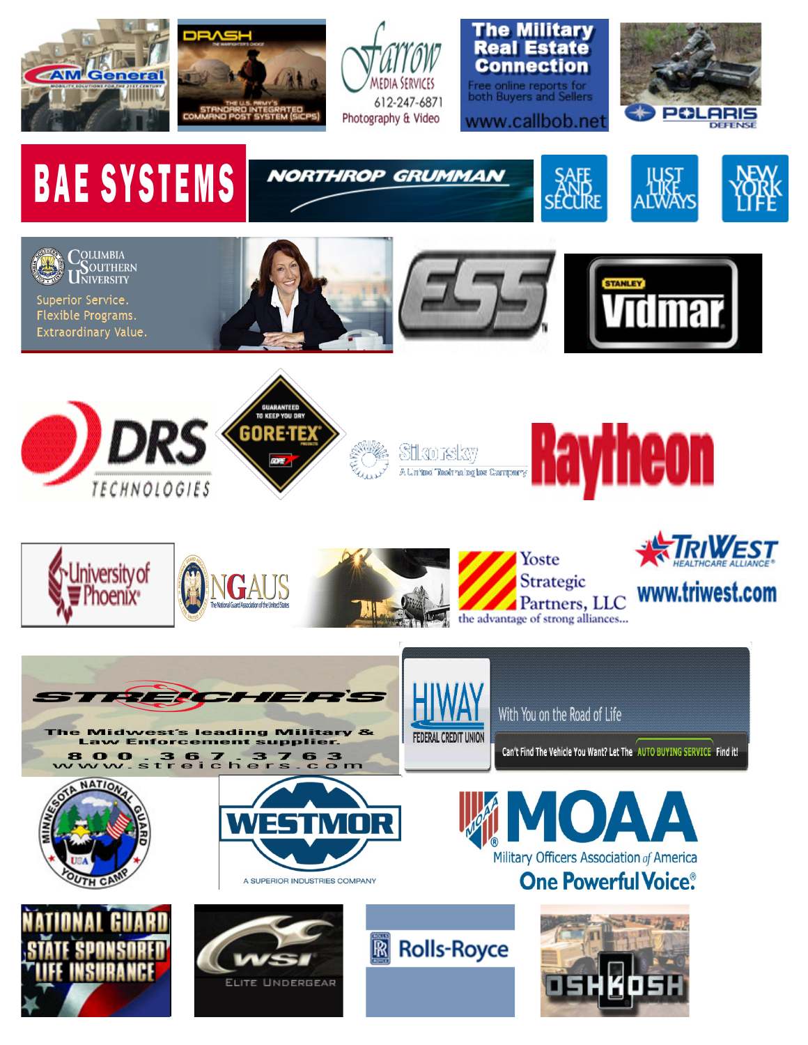AM General

MOBILITY SOLUTIONS FOR THE 21ST CENTURY

DRASH

THE WARFIGHTER'S CHOICE

THE U.S. ARMY'S STANDARD INTEGRATED COMMAND POST SYSTEM (SICPS)

Farrow MEDIA SERVICES

612-247-6871

Photography & Video

The Military Real Estate Connection

Free online reports for both Buyers and Sellers

www.callbob.net

POLARIS DEFENSE

BAE SYSTEMS

NORTHROP GRUMMAN

SAFE AND SECURE

JUST LIKE ALWAYS

NEW YORK LIFE

Columbia Southern University

Superior Service.
Flexible Programs.
Extraordinary Value.

ESS

STANLEY Vidmar

DRS TECHNOLOGIES

GUARANTEED TO KEEP YOU DRY

GORE-TEX PRODUCTS

Sikorsky

A United Technologies Company

Raytheon

University of Phoenix

NGAUS

The National Guard Association of the United States

Yoste Strategic Partners, LLC

the advantage of strong alliances...

TRIWEST HEALTHCARE ALLIANCE

www.triwest.com

STREICHER'S

The Midwest's leading Military & Law Enforcement supplier.

800.367.3763

www.streichers.com

HIWAY FEDERAL CREDIT UNION

With You on the Road of Life

Can't Find The Vehicle You Want? Let The AUTO BUYING SERVICE Find it!

MINNESOTA NATIONAL GUARD YOUTH CAMP

WESTMOR

A SUPERIOR INDUSTRIES COMPANY

MOAA

Military Officers Association of America

One Powerful Voice.

NATIONAL GUARD STATE SPONSORED LIFE INSURANCE

WSI ELITE UNDERGEAR

Rolls-Royce

OSHKOSH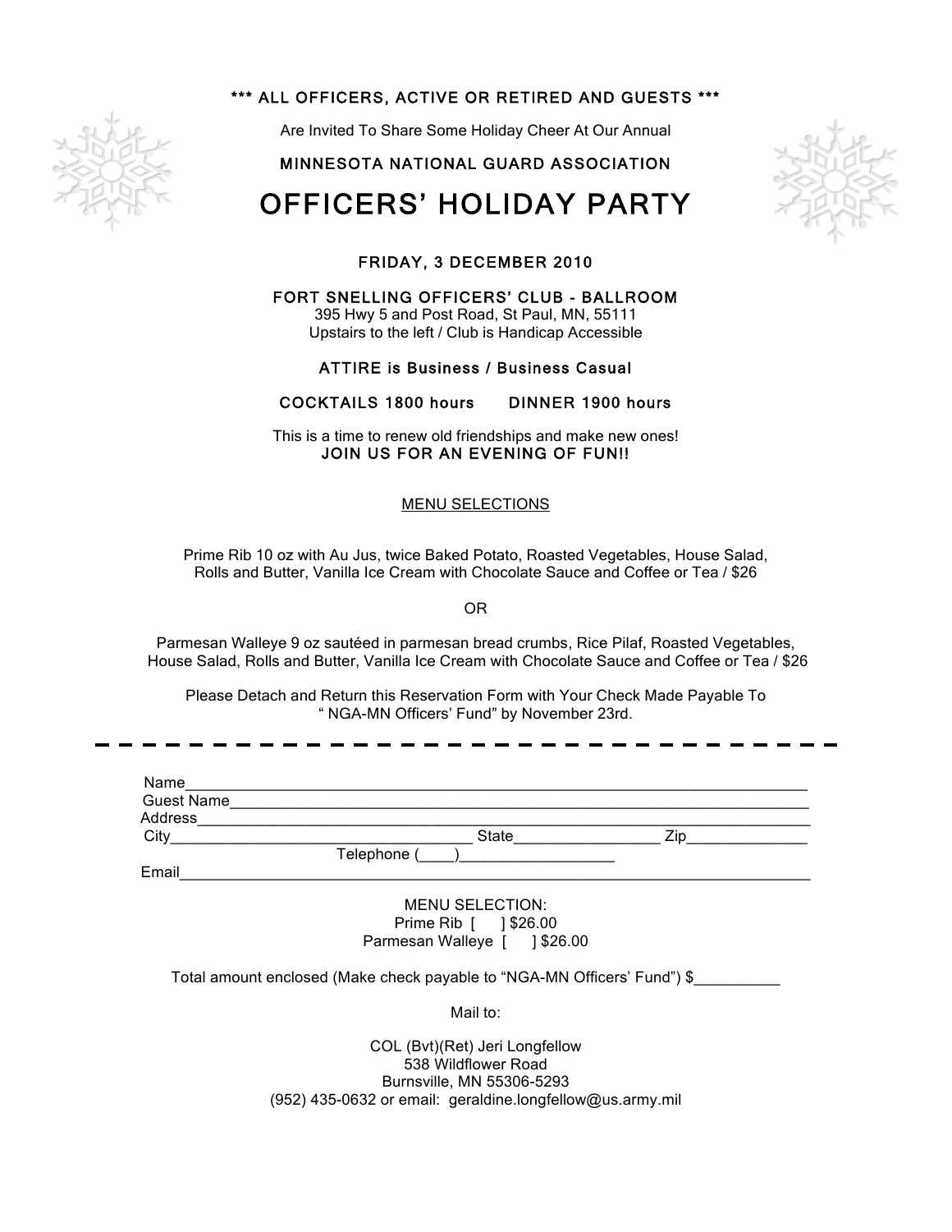**\*\*\* ALL OFFICERS, ACTIVE OR RETIRED AND GUESTS \*\*\***

Are Invited To Share Some Holiday Cheer At Our Annual

MINNESOTA NATIONAL GUARD ASSOCIATION

# OFFICERS' HOLIDAY PARTY

**FRIDAY, 3 DECEMBER 2010**

**FORT SNELLING OFFICERS' CLUB - BALLROOM**
395 Hwy 5 and Post Road, St Paul, MN, 55111
Upstairs to the left / Club is Handicap Accessible

**ATTIRE is Business / Business Casual**

**COCKTAILS 1800 hours DINNER 1900 hours**

This is a time to renew old friendships and make new ones!
**JOIN US FOR AN EVENING OF FUN!!**

MENU SELECTIONS

Prime Rib 10 oz with Au Jus, twice Baked Potato, Roasted Vegetables, House Salad, Rolls and Butter, Vanilla Ice Cream with Chocolate Sauce and Coffee or Tea / $26

OR

Parmesan Walleye 9 oz sautéed in parmesan bread crumbs, Rice Pilaf, Roasted Vegetables, House Salad, Rolls and Butter, Vanilla Ice Cream with Chocolate Sauce and Coffee or Tea / $26

Please Detach and Return this Reservation Form with Your Check Made Payable To " NGA-MN Officers' Fund" by November 23rd.

---

Name_______________________________________________

Guest Name__________________________________________

Address_____________________________________________

City__________________________ State______________ Zip____________

Telephone (____)_______________

Email_______________________________________________

MENU SELECTION:
Prime Rib [ ] $26.00
Parmesan Walleye [ ] $26.00

Total amount enclosed (Make check payable to "NGA-MN Officers' Fund") $__________

Mail to:

COL (Bvt)(Ret) Jeri Longfellow
538 Wildflower Road
Burnsville, MN 55306-5293
(952) 435-0632 or email: geraldine.longfellow@us.army.mil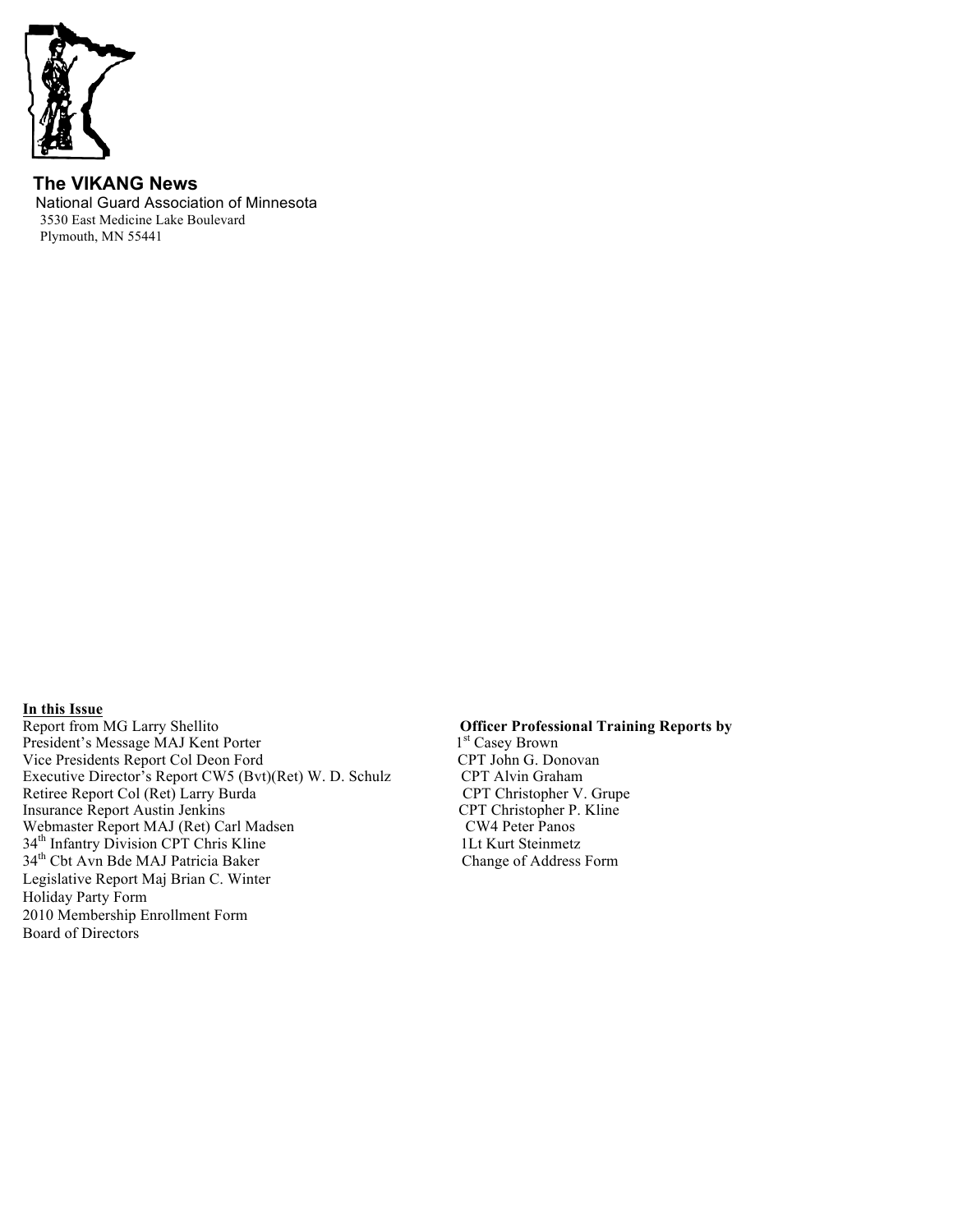**The VIKANG News**
National Guard Association of Minnesota
3530 East Medicine Lake Boulevard
Plymouth, MN 55441

**In this Issue**

Report from MG Larry Shellito
President's Message MAJ Kent Porter
Vice Presidents Report Col Deon Ford
Executive Director's Report CW5 (Bvt)(Ret) W. D. Schulz
Retiree Report Col (Ret) Larry Burda
Insurance Report Austin Jenkins
Webmaster Report MAJ (Ret) Carl Madsen
34th Infantry Division CPT Chris Kline
34th Cbt Avn Bde MAJ Patricia Baker
Legislative Report Maj Brian C. Winter
Holiday Party Form
2010 Membership Enrollment Form
Board of Directors

**Officer Professional Training Reports by**
1st Casey Brown
CPT John G. Donovan
CPT Alvin Graham
CPT Christopher V. Grupe
CPT Christopher P. Kline
CW4 Peter Panos
1Lt Kurt Steinmetz
Change of Address Form